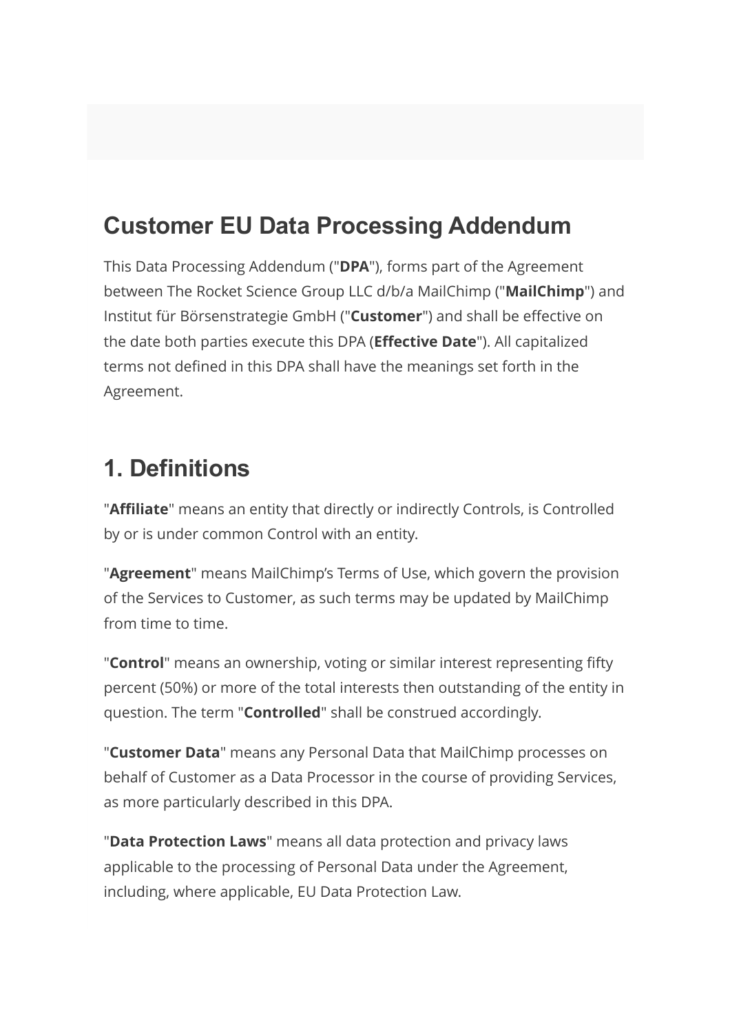# Customer EU Data Processing Addendum

This Data Processing Addendum ("**DPA**"), forms part of the Agreement between The Rocket Science Group LLC d/b/a MailChimp ("**MailChimp**") and Institut für Börsenstrategie GmbH ("**Customer**") and shall be effective on the date both parties execute this DPA (**Effective Date**"). All capitalized terms not defined in this DPA shall have the meanings set forth in the Agreement.

## 1. Definitions

"**Affiliate**" means an entity that directly or indirectly Controls, is Controlled by or is under common Control with an entity.

"**Agreement**" means MailChimp's Terms of Use, which govern the provision of the Services to Customer, as such terms may be updated by MailChimp from time to time.

"**Control**" means an ownership, voting or similar interest representing fifty percent (50%) or more of the total interests then outstanding of the entity in question. The term "**Controlled**" shall be construed accordingly.

"**Customer Data**" means any Personal Data that MailChimp processes on behalf of Customer as a Data Processor in the course of providing Services, as more particularly described in this DPA.

"**Data Protection Laws**" means all data protection and privacy laws applicable to the processing of Personal Data under the Agreement, including, where applicable, EU Data Protection Law.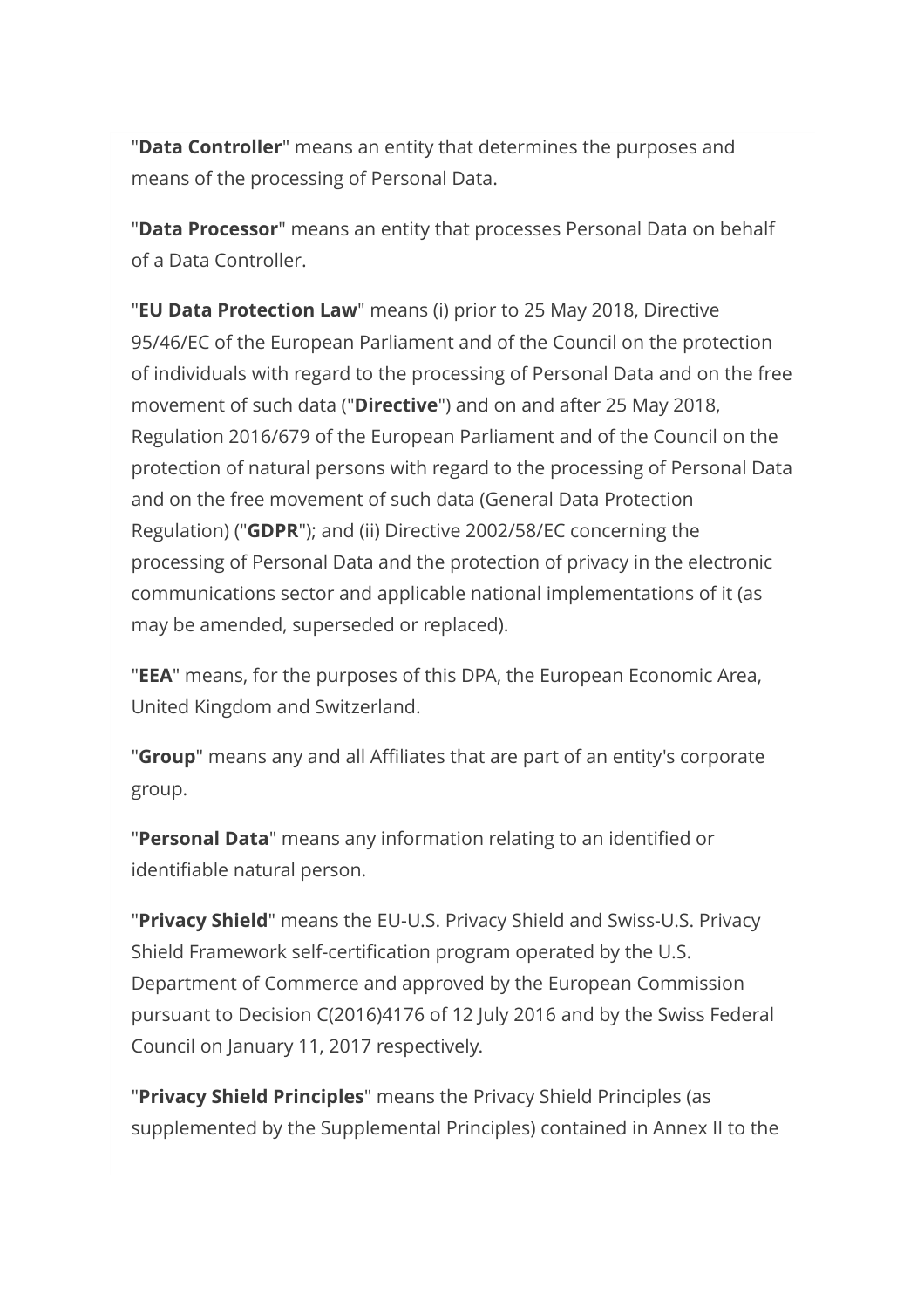"**Data Controller**" means an entity that determines the purposes and means of the processing of Personal Data.

"**Data Processor**" means an entity that processes Personal Data on behalf of a Data Controller.

"**EU Data Protection Law**" means (i) prior to 25 May 2018, Directive 95/46/EC of the European Parliament and of the Council on the protection of individuals with regard to the processing of Personal Data and on the free movement of such data ("**Directive**") and on and after 25 May 2018, Regulation 2016/679 of the European Parliament and of the Council on the protection of natural persons with regard to the processing of Personal Data and on the free movement of such data (General Data Protection Regulation) ("**GDPR**"); and (ii) Directive 2002/58/EC concerning the processing of Personal Data and the protection of privacy in the electronic communications sector and applicable national implementations of it (as may be amended, superseded or replaced).

"**EEA**" means, for the purposes of this DPA, the European Economic Area, United Kingdom and Switzerland.

"**Group**" means any and all Affiliates that are part of an entity's corporate group.

"**Personal Data**" means any information relating to an identified or identifiable natural person.

"**Privacy Shield**" means the EU-U.S. Privacy Shield and Swiss-U.S. Privacy Shield Framework self-certification program operated by the U.S. Department of Commerce and approved by the European Commission pursuant to Decision C(2016)4176 of 12 July 2016 and by the Swiss Federal Council on January 11, 2017 respectively.

"**Privacy Shield Principles**" means the Privacy Shield Principles (as supplemented by the Supplemental Principles) contained in Annex II to the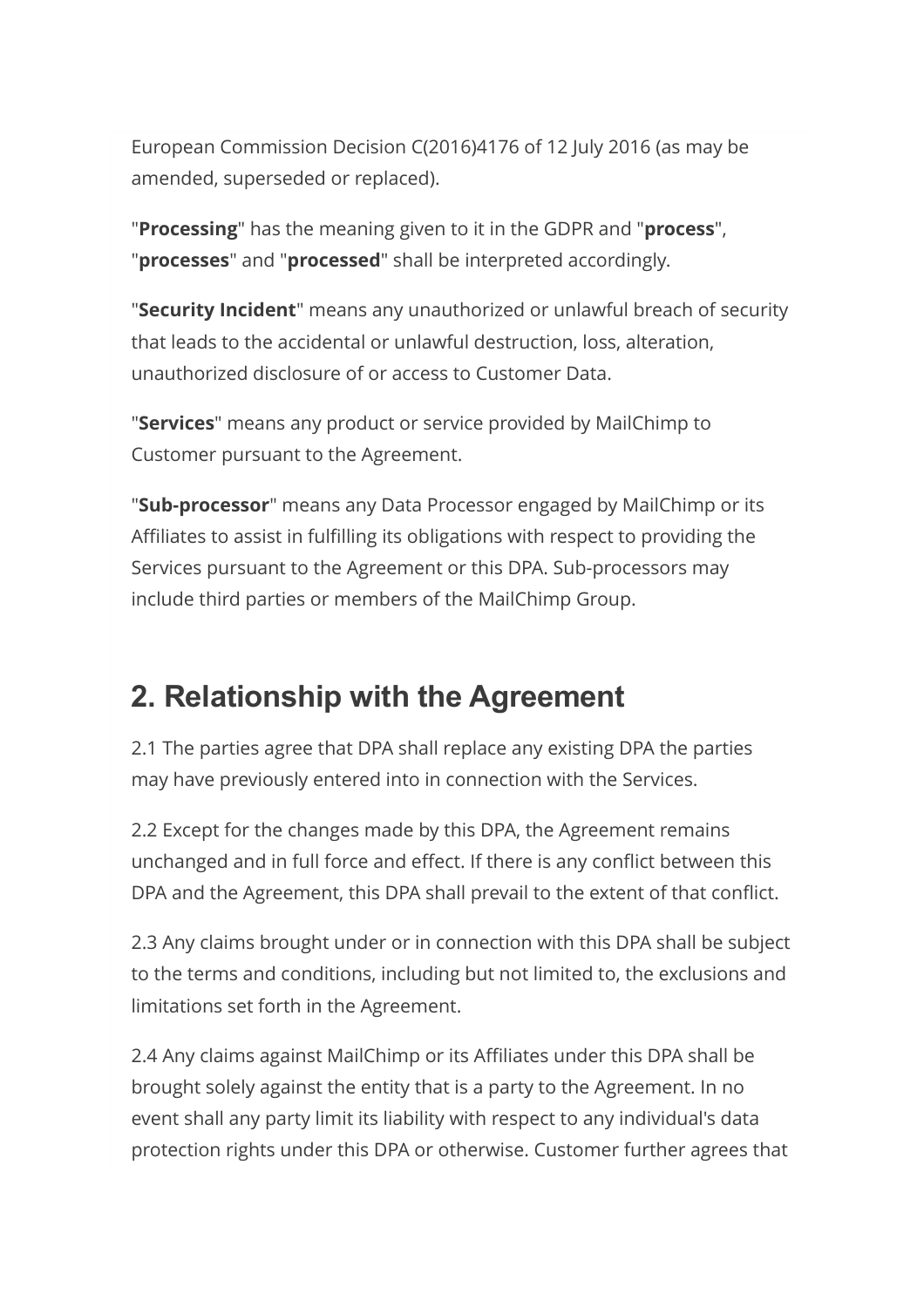European Commission Decision C(2016)4176 of 12 July 2016 (as may be amended, superseded or replaced).

"**Processing**" has the meaning given to it in the GDPR and "**process**", "**processes**" and "**processed**" shall be interpreted accordingly.

"**Security Incident**" means any unauthorized or unlawful breach of security that leads to the accidental or unlawful destruction, loss, alteration, unauthorized disclosure of or access to Customer Data.

"**Services**" means any product or service provided by MailChimp to Customer pursuant to the Agreement.

"**Sub-processor**" means any Data Processor engaged by MailChimp or its Affiliates to assist in fulfilling its obligations with respect to providing the Services pursuant to the Agreement or this DPA. Sub-processors may include third parties or members of the MailChimp Group.

## 2. Relationship with the Agreement

2.1 The parties agree that DPA shall replace any existing DPA the parties may have previously entered into in connection with the Services.

2.2 Except for the changes made by this DPA, the Agreement remains unchanged and in full force and effect. If there is any conflict between this DPA and the Agreement, this DPA shall prevail to the extent of that conflict.

2.3 Any claims brought under or in connection with this DPA shall be subject to the terms and conditions, including but not limited to, the exclusions and limitations set forth in the Agreement.

2.4 Any claims against MailChimp or its Affiliates under this DPA shall be brought solely against the entity that is a party to the Agreement. In no event shall any party limit its liability with respect to any individual's data protection rights under this DPA or otherwise. Customer further agrees that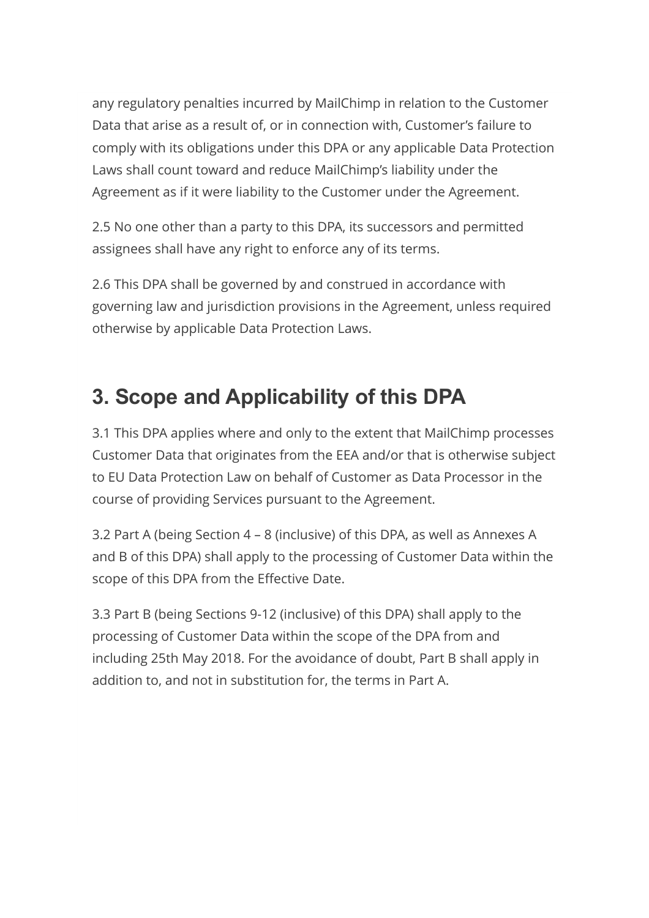any regulatory penalties incurred by MailChimp in relation to the Customer Data that arise as a result of, or in connection with, Customer's failure to comply with its obligations under this DPA or any applicable Data Protection Laws shall count toward and reduce MailChimp's liability under the Agreement as if it were liability to the Customer under the Agreement.

2.5 No one other than a party to this DPA, its successors and permitted assignees shall have any right to enforce any of its terms.

2.6 This DPA shall be governed by and construed in accordance with governing law and jurisdiction provisions in the Agreement, unless required otherwise by applicable Data Protection Laws.

## 3. Scope and Applicability of this DPA

3.1 This DPA applies where and only to the extent that MailChimp processes Customer Data that originates from the EEA and/or that is otherwise subject to EU Data Protection Law on behalf of Customer as Data Processor in the course of providing Services pursuant to the Agreement.

3.2 Part A (being Section 4 – 8 (inclusive) of this DPA, as well as Annexes A and B of this DPA) shall apply to the processing of Customer Data within the scope of this DPA from the Effective Date.

3.3 Part B (being Sections 9-12 (inclusive) of this DPA) shall apply to the processing of Customer Data within the scope of the DPA from and including 25th May 2018. For the avoidance of doubt, Part B shall apply in addition to, and not in substitution for, the terms in Part A.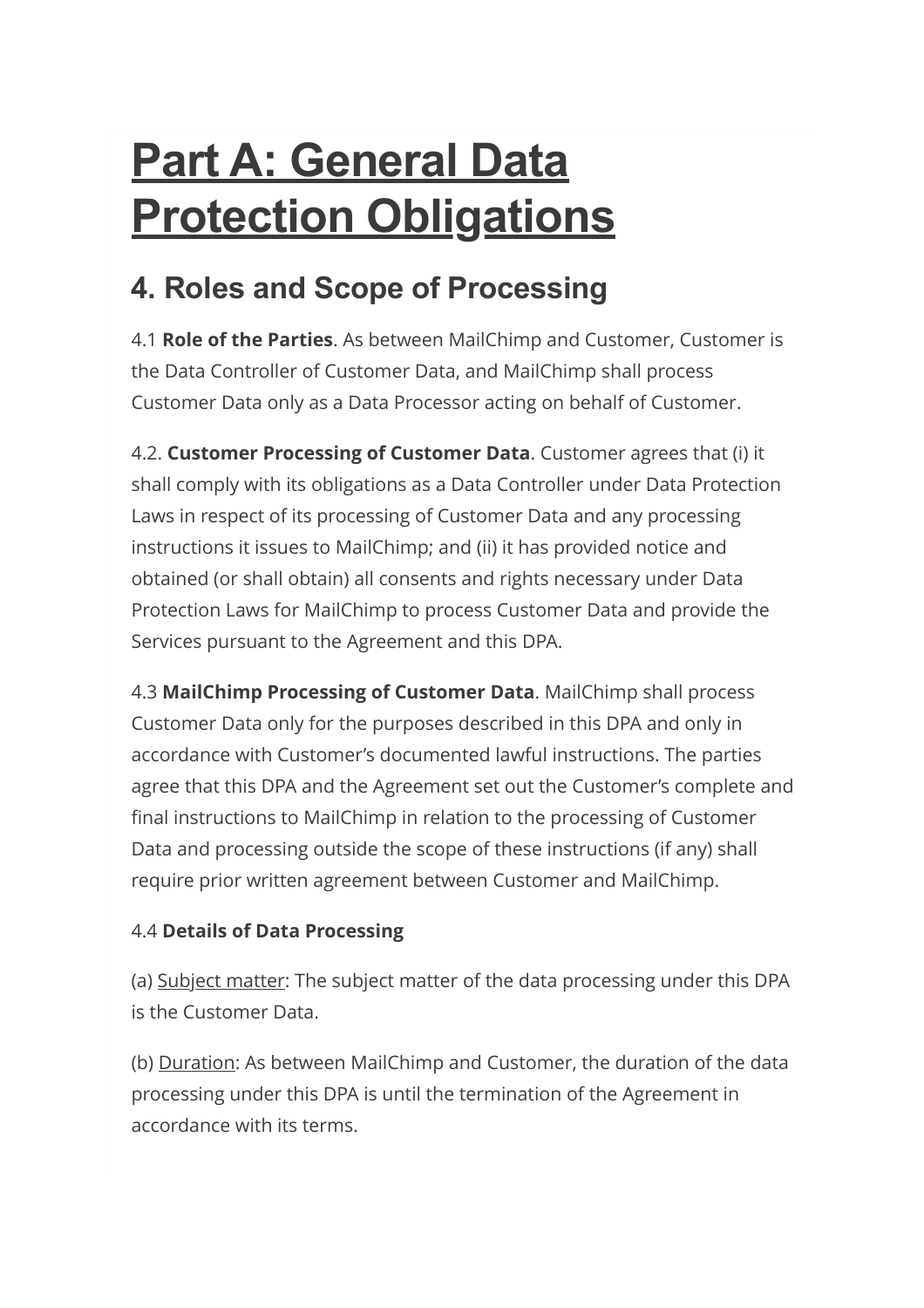# Part A: General Data Protection Obligations

## 4. Roles and Scope of Processing

4.1 **Role of the Parties**. As between MailChimp and Customer, Customer is the Data Controller of Customer Data, and MailChimp shall process Customer Data only as a Data Processor acting on behalf of Customer.

4.2. **Customer Processing of Customer Data**. Customer agrees that (i) it shall comply with its obligations as a Data Controller under Data Protection Laws in respect of its processing of Customer Data and any processing instructions it issues to MailChimp; and (ii) it has provided notice and obtained (or shall obtain) all consents and rights necessary under Data Protection Laws for MailChimp to process Customer Data and provide the Services pursuant to the Agreement and this DPA.

4.3 **MailChimp Processing of Customer Data**. MailChimp shall process Customer Data only for the purposes described in this DPA and only in accordance with Customer's documented lawful instructions. The parties agree that this DPA and the Agreement set out the Customer's complete and final instructions to MailChimp in relation to the processing of Customer Data and processing outside the scope of these instructions (if any) shall require prior written agreement between Customer and MailChimp.

4.4 **Details of Data Processing**

(a) Subject matter: The subject matter of the data processing under this DPA is the Customer Data.

(b) Duration: As between MailChimp and Customer, the duration of the data processing under this DPA is until the termination of the Agreement in accordance with its terms.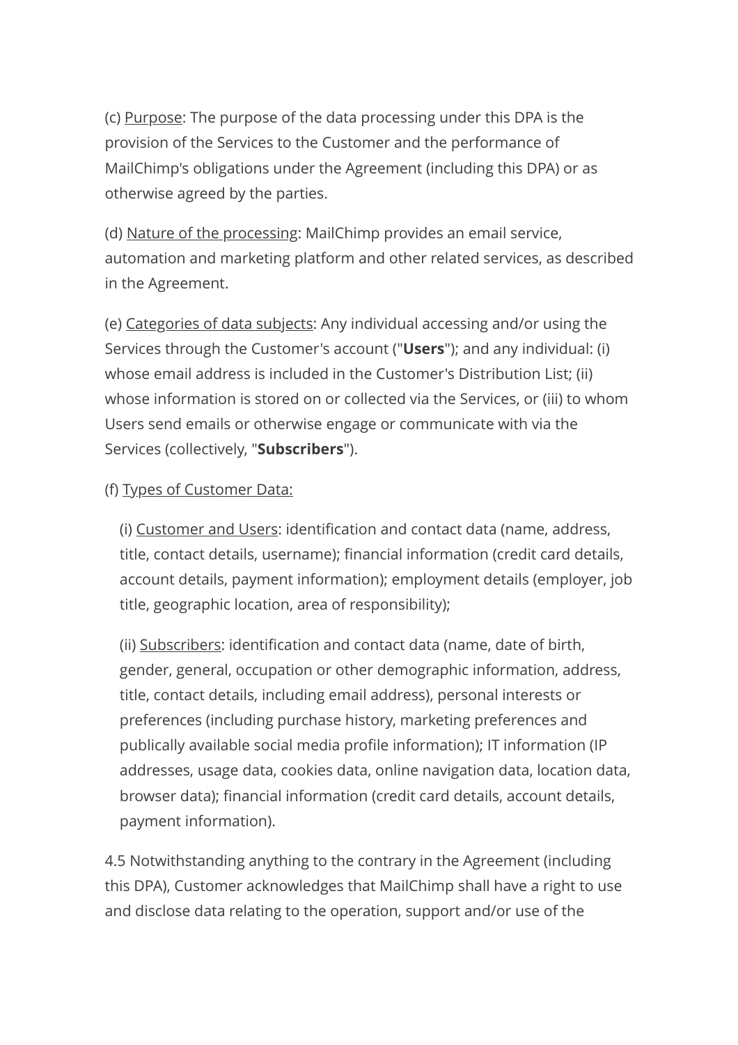(c) Purpose: The purpose of the data processing under this DPA is the provision of the Services to the Customer and the performance of MailChimp's obligations under the Agreement (including this DPA) or as otherwise agreed by the parties.

(d) Nature of the processing: MailChimp provides an email service, automation and marketing platform and other related services, as described in the Agreement.

(e) Categories of data subjects: Any individual accessing and/or using the Services through the Customer's account ("**Users**"); and any individual: (i) whose email address is included in the Customer's Distribution List; (ii) whose information is stored on or collected via the Services, or (iii) to whom Users send emails or otherwise engage or communicate with via the Services (collectively, "**Subscribers**").

(f) Types of Customer Data:

(i) Customer and Users: identification and contact data (name, address, title, contact details, username); financial information (credit card details, account details, payment information); employment details (employer, job title, geographic location, area of responsibility);

(ii) Subscribers: identification and contact data (name, date of birth, gender, general, occupation or other demographic information, address, title, contact details, including email address), personal interests or preferences (including purchase history, marketing preferences and publically available social media profile information); IT information (IP addresses, usage data, cookies data, online navigation data, location data, browser data); financial information (credit card details, account details, payment information).

4.5 Notwithstanding anything to the contrary in the Agreement (including this DPA), Customer acknowledges that MailChimp shall have a right to use and disclose data relating to the operation, support and/or use of the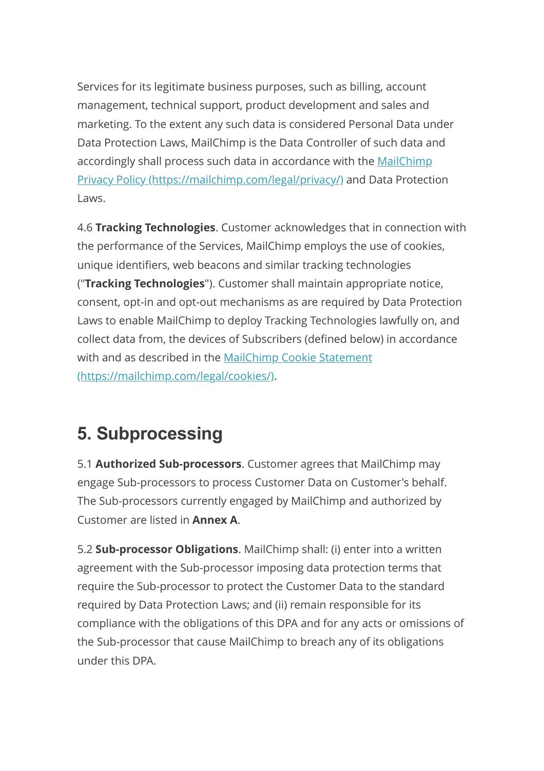Services for its legitimate business purposes, such as billing, account management, technical support, product development and sales and marketing. To the extent any such data is considered Personal Data under Data Protection Laws, MailChimp is the Data Controller of such data and accordingly shall process such data in accordance with the [MailChimp Privacy Policy (https://mailchimp.com/legal/privacy/)](https://mailchimp.com/legal/privacy/) and Data Protection Laws.

4.6 **Tracking Technologies**. Customer acknowledges that in connection with the performance of the Services, MailChimp employs the use of cookies, unique identifiers, web beacons and similar tracking technologies ("**Tracking Technologies**"). Customer shall maintain appropriate notice, consent, opt-in and opt-out mechanisms as are required by Data Protection Laws to enable MailChimp to deploy Tracking Technologies lawfully on, and collect data from, the devices of Subscribers (defined below) in accordance with and as described in the [MailChimp Cookie Statement (https://mailchimp.com/legal/cookies/)](https://mailchimp.com/legal/cookies/).

## 5. Subprocessing

5.1 **Authorized Sub-processors**. Customer agrees that MailChimp may engage Sub-processors to process Customer Data on Customer's behalf. The Sub-processors currently engaged by MailChimp and authorized by Customer are listed in **Annex A**.

5.2 **Sub-processor Obligations**. MailChimp shall: (i) enter into a written agreement with the Sub-processor imposing data protection terms that require the Sub-processor to protect the Customer Data to the standard required by Data Protection Laws; and (ii) remain responsible for its compliance with the obligations of this DPA and for any acts or omissions of the Sub-processor that cause MailChimp to breach any of its obligations under this DPA.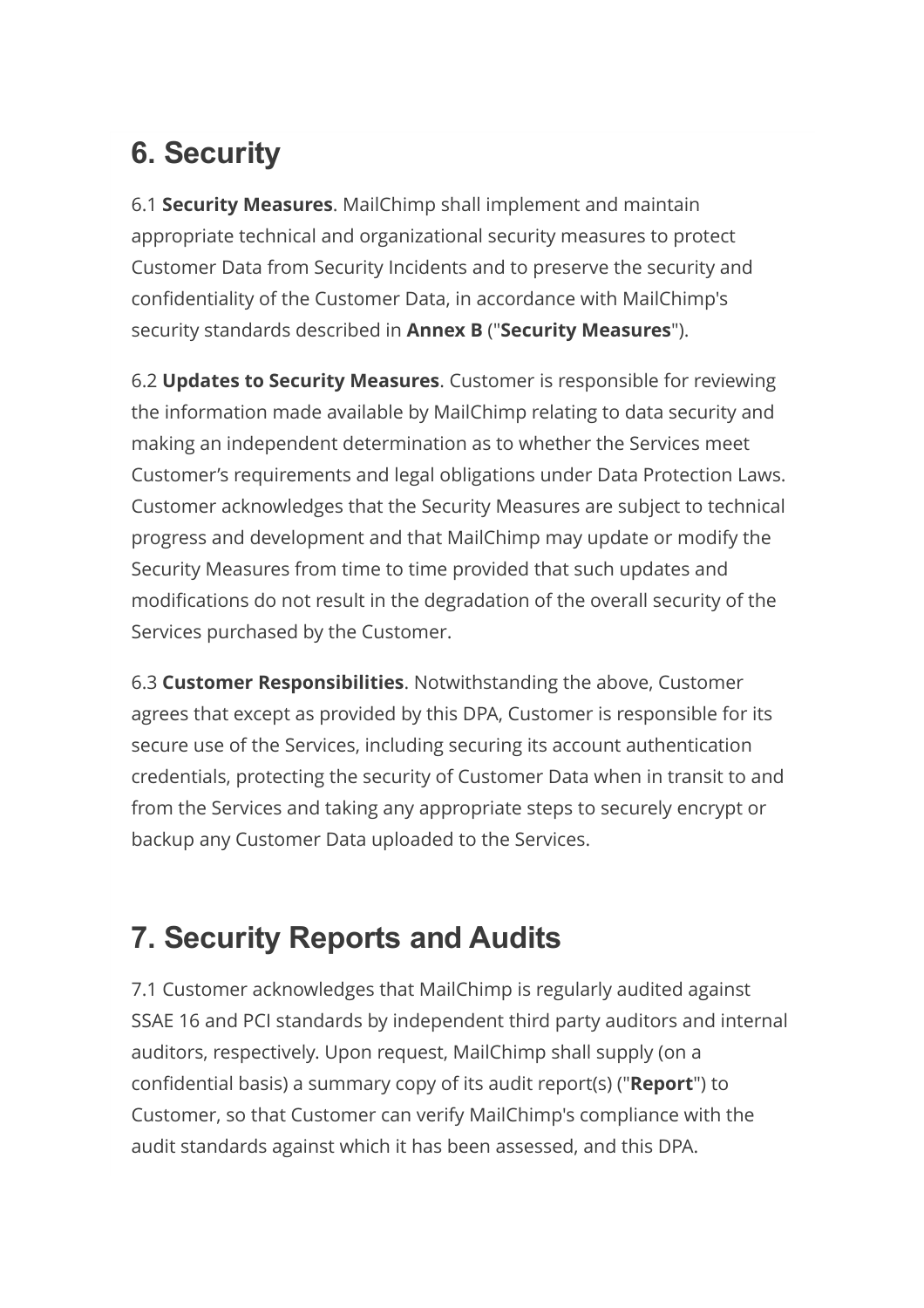## 6. Security

6.1 **Security Measures**. MailChimp shall implement and maintain appropriate technical and organizational security measures to protect Customer Data from Security Incidents and to preserve the security and confidentiality of the Customer Data, in accordance with MailChimp's security standards described in **Annex B** ("**Security Measures**").

6.2 **Updates to Security Measures**. Customer is responsible for reviewing the information made available by MailChimp relating to data security and making an independent determination as to whether the Services meet Customer's requirements and legal obligations under Data Protection Laws. Customer acknowledges that the Security Measures are subject to technical progress and development and that MailChimp may update or modify the Security Measures from time to time provided that such updates and modifications do not result in the degradation of the overall security of the Services purchased by the Customer.

6.3 **Customer Responsibilities**. Notwithstanding the above, Customer agrees that except as provided by this DPA, Customer is responsible for its secure use of the Services, including securing its account authentication credentials, protecting the security of Customer Data when in transit to and from the Services and taking any appropriate steps to securely encrypt or backup any Customer Data uploaded to the Services.

## 7. Security Reports and Audits

7.1 Customer acknowledges that MailChimp is regularly audited against SSAE 16 and PCI standards by independent third party auditors and internal auditors, respectively. Upon request, MailChimp shall supply (on a confidential basis) a summary copy of its audit report(s) ("**Report**") to Customer, so that Customer can verify MailChimp's compliance with the audit standards against which it has been assessed, and this DPA.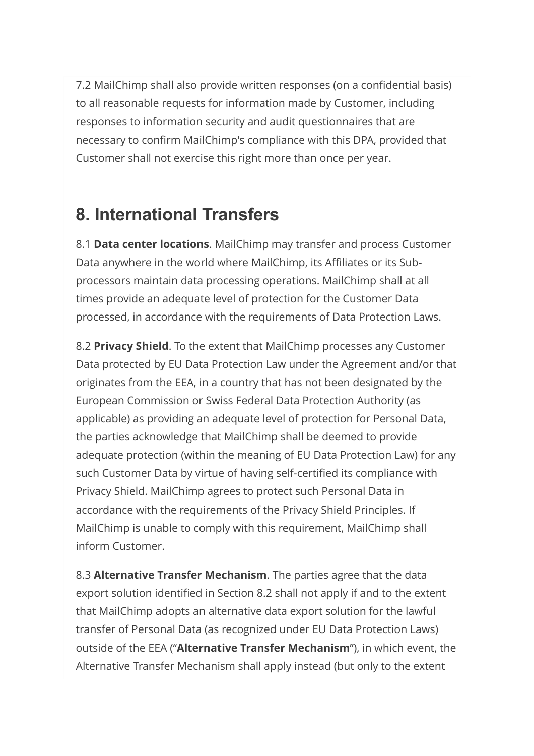7.2 MailChimp shall also provide written responses (on a confidential basis) to all reasonable requests for information made by Customer, including responses to information security and audit questionnaires that are necessary to confirm MailChimp's compliance with this DPA, provided that Customer shall not exercise this right more than once per year.

## 8. International Transfers

8.1 **Data center locations**. MailChimp may transfer and process Customer Data anywhere in the world where MailChimp, its Affiliates or its Sub-processors maintain data processing operations. MailChimp shall at all times provide an adequate level of protection for the Customer Data processed, in accordance with the requirements of Data Protection Laws.

8.2 **Privacy Shield**. To the extent that MailChimp processes any Customer Data protected by EU Data Protection Law under the Agreement and/or that originates from the EEA, in a country that has not been designated by the European Commission or Swiss Federal Data Protection Authority (as applicable) as providing an adequate level of protection for Personal Data, the parties acknowledge that MailChimp shall be deemed to provide adequate protection (within the meaning of EU Data Protection Law) for any such Customer Data by virtue of having self-certified its compliance with Privacy Shield. MailChimp agrees to protect such Personal Data in accordance with the requirements of the Privacy Shield Principles. If MailChimp is unable to comply with this requirement, MailChimp shall inform Customer.

8.3 **Alternative Transfer Mechanism**. The parties agree that the data export solution identified in Section 8.2 shall not apply if and to the extent that MailChimp adopts an alternative data export solution for the lawful transfer of Personal Data (as recognized under EU Data Protection Laws) outside of the EEA ("**Alternative Transfer Mechanism**"), in which event, the Alternative Transfer Mechanism shall apply instead (but only to the extent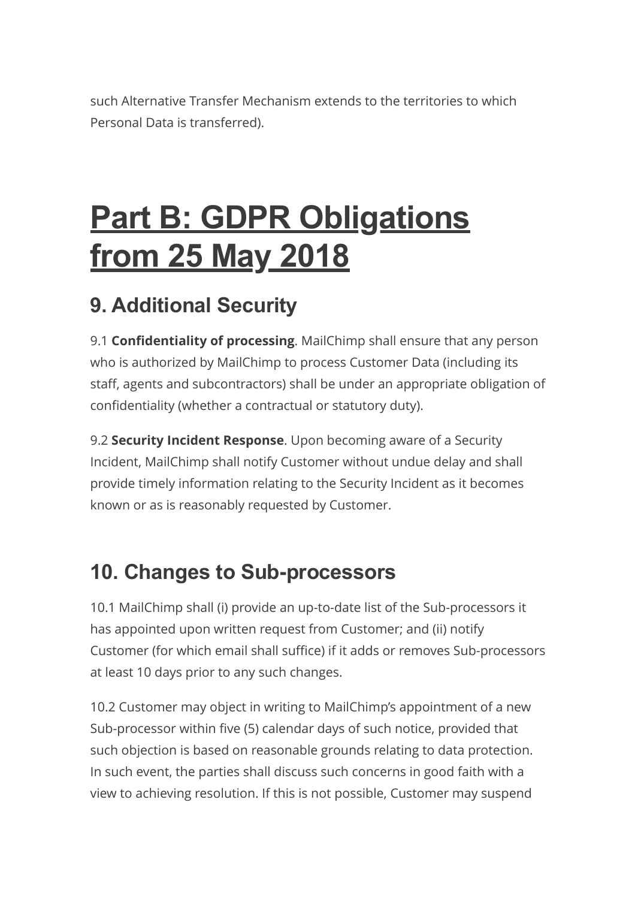such Alternative Transfer Mechanism extends to the territories to which Personal Data is transferred).

# Part B: GDPR Obligations from 25 May 2018

## 9. Additional Security

9.1 **Confidentiality of processing**. MailChimp shall ensure that any person who is authorized by MailChimp to process Customer Data (including its staff, agents and subcontractors) shall be under an appropriate obligation of confidentiality (whether a contractual or statutory duty).

9.2 **Security Incident Response**. Upon becoming aware of a Security Incident, MailChimp shall notify Customer without undue delay and shall provide timely information relating to the Security Incident as it becomes known or as is reasonably requested by Customer.

## 10. Changes to Sub-processors

10.1 MailChimp shall (i) provide an up-to-date list of the Sub-processors it has appointed upon written request from Customer; and (ii) notify Customer (for which email shall suffice) if it adds or removes Sub-processors at least 10 days prior to any such changes.

10.2 Customer may object in writing to MailChimp's appointment of a new Sub-processor within five (5) calendar days of such notice, provided that such objection is based on reasonable grounds relating to data protection. In such event, the parties shall discuss such concerns in good faith with a view to achieving resolution. If this is not possible, Customer may suspend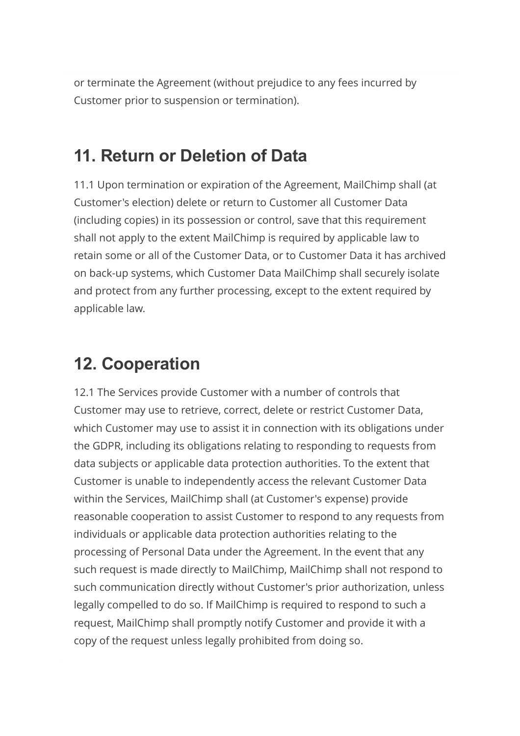or terminate the Agreement (without prejudice to any fees incurred by Customer prior to suspension or termination).

## 11. Return or Deletion of Data

11.1 Upon termination or expiration of the Agreement, MailChimp shall (at Customer's election) delete or return to Customer all Customer Data (including copies) in its possession or control, save that this requirement shall not apply to the extent MailChimp is required by applicable law to retain some or all of the Customer Data, or to Customer Data it has archived on back-up systems, which Customer Data MailChimp shall securely isolate and protect from any further processing, except to the extent required by applicable law.

## 12. Cooperation

12.1 The Services provide Customer with a number of controls that Customer may use to retrieve, correct, delete or restrict Customer Data, which Customer may use to assist it in connection with its obligations under the GDPR, including its obligations relating to responding to requests from data subjects or applicable data protection authorities. To the extent that Customer is unable to independently access the relevant Customer Data within the Services, MailChimp shall (at Customer's expense) provide reasonable cooperation to assist Customer to respond to any requests from individuals or applicable data protection authorities relating to the processing of Personal Data under the Agreement. In the event that any such request is made directly to MailChimp, MailChimp shall not respond to such communication directly without Customer's prior authorization, unless legally compelled to do so. If MailChimp is required to respond to such a request, MailChimp shall promptly notify Customer and provide it with a copy of the request unless legally prohibited from doing so.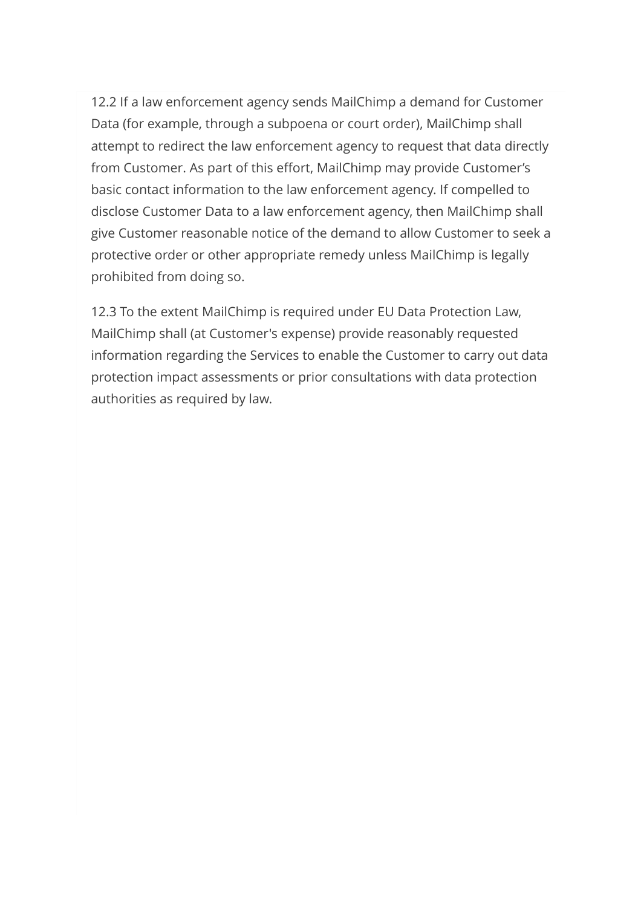12.2 If a law enforcement agency sends MailChimp a demand for Customer Data (for example, through a subpoena or court order), MailChimp shall attempt to redirect the law enforcement agency to request that data directly from Customer. As part of this effort, MailChimp may provide Customer's basic contact information to the law enforcement agency. If compelled to disclose Customer Data to a law enforcement agency, then MailChimp shall give Customer reasonable notice of the demand to allow Customer to seek a protective order or other appropriate remedy unless MailChimp is legally prohibited from doing so.

12.3 To the extent MailChimp is required under EU Data Protection Law, MailChimp shall (at Customer's expense) provide reasonably requested information regarding the Services to enable the Customer to carry out data protection impact assessments or prior consultations with data protection authorities as required by law.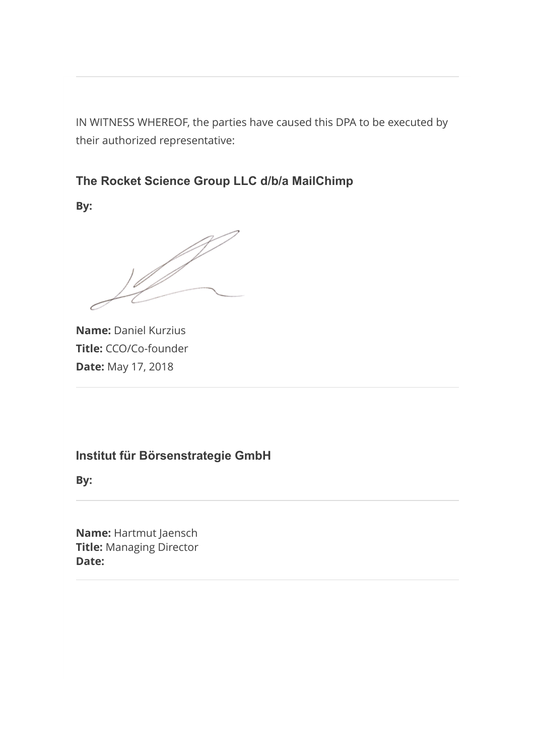---

IN WITNESS WHEREOF, the parties have caused this DPA to be executed by their authorized representative:

### The Rocket Science Group LLC d/b/a MailChimp

**By:**

**Name:** Daniel Kurzius
**Title:** CCO/Co-founder
**Date:** May 17, 2018

---

### Institut für Börsenstrategie GmbH

**By:**

---

**Name:** Hartmut Jaensch
**Title:** Managing Director
**Date:**

---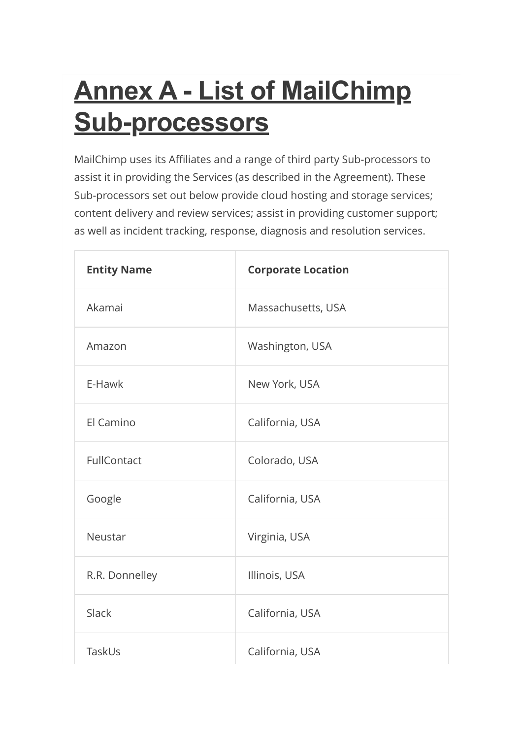# Annex A - List of MailChimp Sub-processors

MailChimp uses its Affiliates and a range of third party Sub-processors to assist it in providing the Services (as described in the Agreement). These Sub-processors set out below provide cloud hosting and storage services; content delivery and review services; assist in providing customer support; as well as incident tracking, response, diagnosis and resolution services.

| Entity Name | Corporate Location |
|---|---|
| Akamai | Massachusetts, USA |
| Amazon | Washington, USA |
| E-Hawk | New York, USA |
| El Camino | California, USA |
| FullContact | Colorado, USA |
| Google | California, USA |
| Neustar | Virginia, USA |
| R.R. Donnelley | Illinois, USA |
| Slack | California, USA |
| TaskUs | California, USA |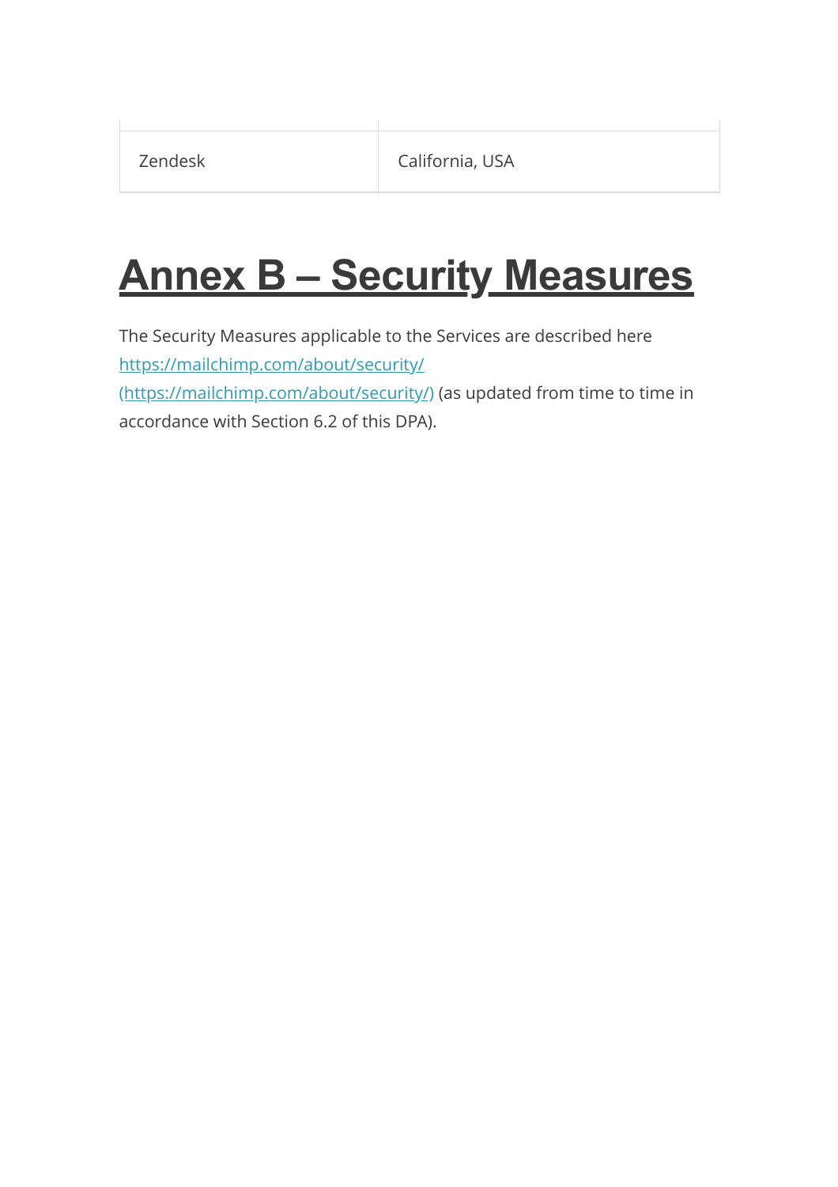| | |
|---|---|
| Zendesk | California, USA |

# Annex B – Security Measures

The Security Measures applicable to the Services are described here https://mailchimp.com/about/security/ (https://mailchimp.com/about/security/) (as updated from time to time in accordance with Section 6.2 of this DPA).